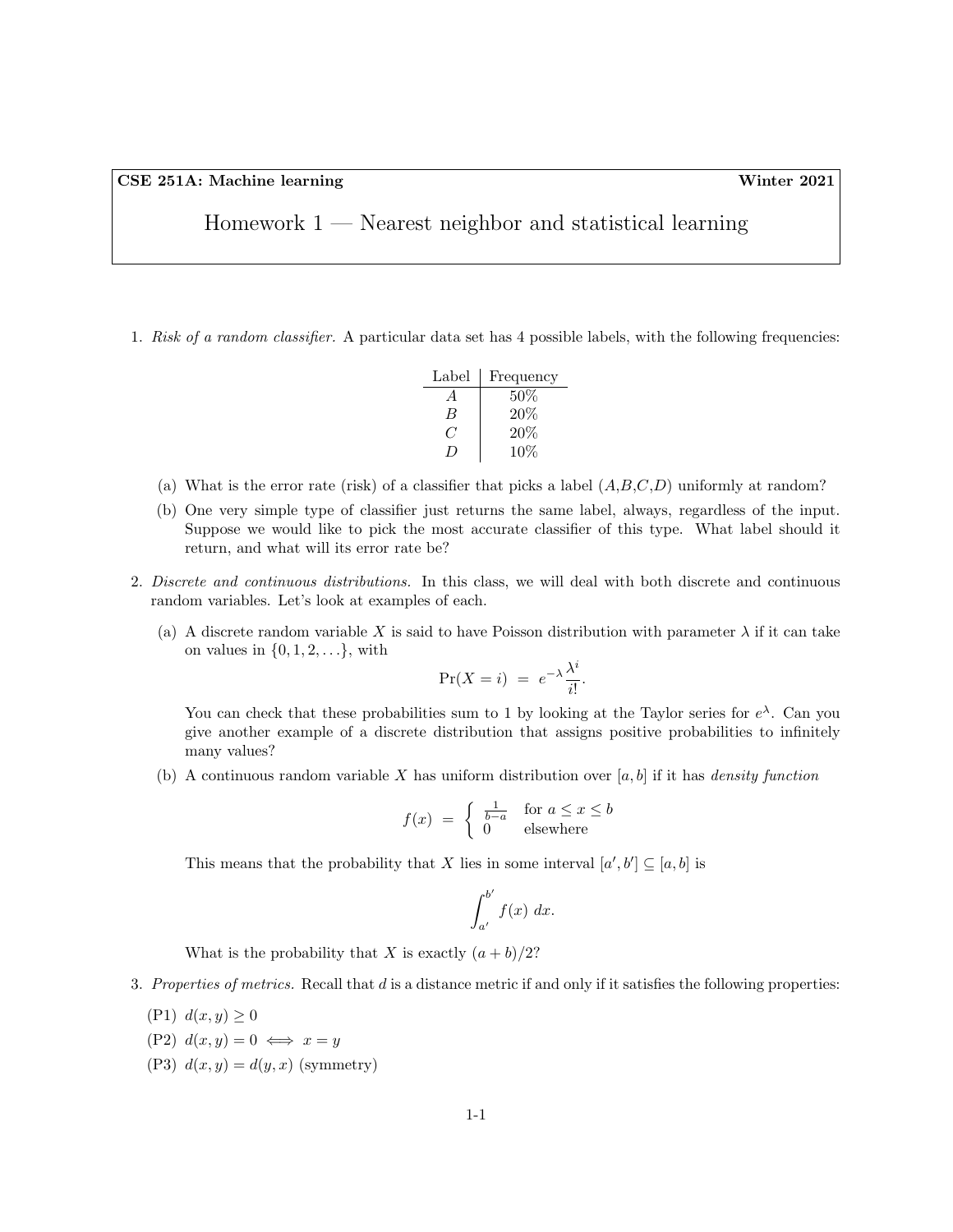**CSE 251A: Machine learning** **Winter 2021**

# Homework 1 — Nearest neighbor and statistical learning

1. *Risk of a random classifier.* A particular data set has 4 possible labels, with the following frequencies:

| Label | Frequency |
|---|---|
| $A$ | 50% |
| $B$ | 20% |
| $C$ | 20% |
| $D$ | 10% |

   (a) What is the error rate (risk) of a classifier that picks a label ($A$,$B$,$C$,$D$) uniformly at random?

   (b) One very simple type of classifier just returns the same label, always, regardless of the input. Suppose we would like to pick the most accurate classifier of this type. What label should it return, and what will its error rate be?

2. *Discrete and continuous distributions.* In this class, we will deal with both discrete and continuous random variables. Let's look at examples of each.

   (a) A discrete random variable $X$ is said to have Poisson distribution with parameter $\lambda$ if it can take on values in $\{0, 1, 2, \ldots\}$, with

$$\Pr(X = i) \;=\; e^{-\lambda}\frac{\lambda^i}{i!}.$$

   You can check that these probabilities sum to 1 by looking at the Taylor series for $e^{\lambda}$. Can you give another example of a discrete distribution that assigns positive probabilities to infinitely many values?

   (b) A continuous random variable $X$ has uniform distribution over $[a, b]$ if it has *density function*

$$f(x) \;=\; \begin{cases} \frac{1}{b-a} & \text{for } a \leq x \leq b \\ 0 & \text{elsewhere} \end{cases}$$

   This means that the probability that $X$ lies in some interval $[a', b'] \subseteq [a, b]$ is

$$\int_{a'}^{b'} f(x)\; dx.$$

   What is the probability that $X$ is exactly $(a + b)/2$?

3. *Properties of metrics.* Recall that $d$ is a distance metric if and only if it satisfies the following properties:

   (P1) $d(x, y) \geq 0$

   (P2) $d(x, y) = 0 \iff x = y$

   (P3) $d(x, y) = d(y, x)$ (symmetry)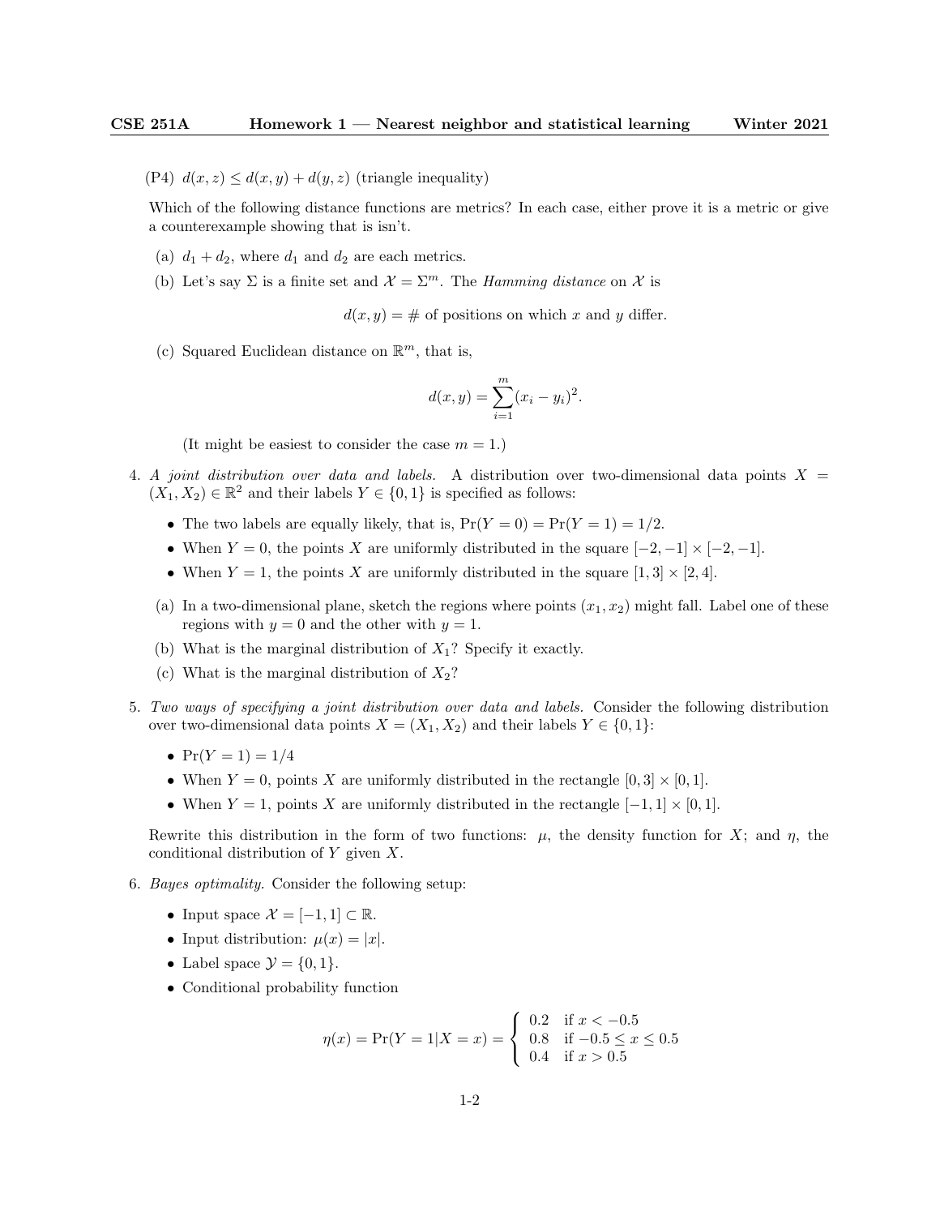(P4) $d(x, z) \leq d(x, y) + d(y, z)$ (triangle inequality)

Which of the following distance functions are metrics? In each case, either prove it is a metric or give a counterexample showing that is isn't.

(a) $d_1 + d_2$, where $d_1$ and $d_2$ are each metrics.

(b) Let's say $\Sigma$ is a finite set and $\mathcal{X} = \Sigma^m$. The *Hamming distance* on $\mathcal{X}$ is

$$d(x, y) = \# \text{ of positions on which } x \text{ and } y \text{ differ.}$$

(c) Squared Euclidean distance on $\mathbb{R}^m$, that is,

$$d(x, y) = \sum_{i=1}^{m} (x_i - y_i)^2.$$

(It might be easiest to consider the case $m = 1$.)

4. *A joint distribution over data and labels.* A distribution over two-dimensional data points $X = (X_1, X_2) \in \mathbb{R}^2$ and their labels $Y \in \{0, 1\}$ is specified as follows:

   - The two labels are equally likely, that is, $\Pr(Y = 0) = \Pr(Y = 1) = 1/2$.
   - When $Y = 0$, the points $X$ are uniformly distributed in the square $[-2, -1] \times [-2, -1]$.
   - When $Y = 1$, the points $X$ are uniformly distributed in the square $[1, 3] \times [2, 4]$.

   (a) In a two-dimensional plane, sketch the regions where points $(x_1, x_2)$ might fall. Label one of these regions with $y = 0$ and the other with $y = 1$.

   (b) What is the marginal distribution of $X_1$? Specify it exactly.

   (c) What is the marginal distribution of $X_2$?

5. *Two ways of specifying a joint distribution over data and labels.* Consider the following distribution over two-dimensional data points $X = (X_1, X_2)$ and their labels $Y \in \{0, 1\}$:

   - $\Pr(Y = 1) = 1/4$
   - When $Y = 0$, points $X$ are uniformly distributed in the rectangle $[0, 3] \times [0, 1]$.
   - When $Y = 1$, points $X$ are uniformly distributed in the rectangle $[-1, 1] \times [0, 1]$.

   Rewrite this distribution in the form of two functions: $\mu$, the density function for $X$; and $\eta$, the conditional distribution of $Y$ given $X$.

6. *Bayes optimality.* Consider the following setup:

   - Input space $\mathcal{X} = [-1, 1] \subset \mathbb{R}$.
   - Input distribution: $\mu(x) = |x|$.
   - Label space $\mathcal{Y} = \{0, 1\}$.
   - Conditional probability function

$$\eta(x) = \Pr(Y = 1 | X = x) = \begin{cases} 0.2 & \text{if } x < -0.5 \\ 0.8 & \text{if } -0.5 \leq x \leq 0.5 \\ 0.4 & \text{if } x > 0.5 \end{cases}$$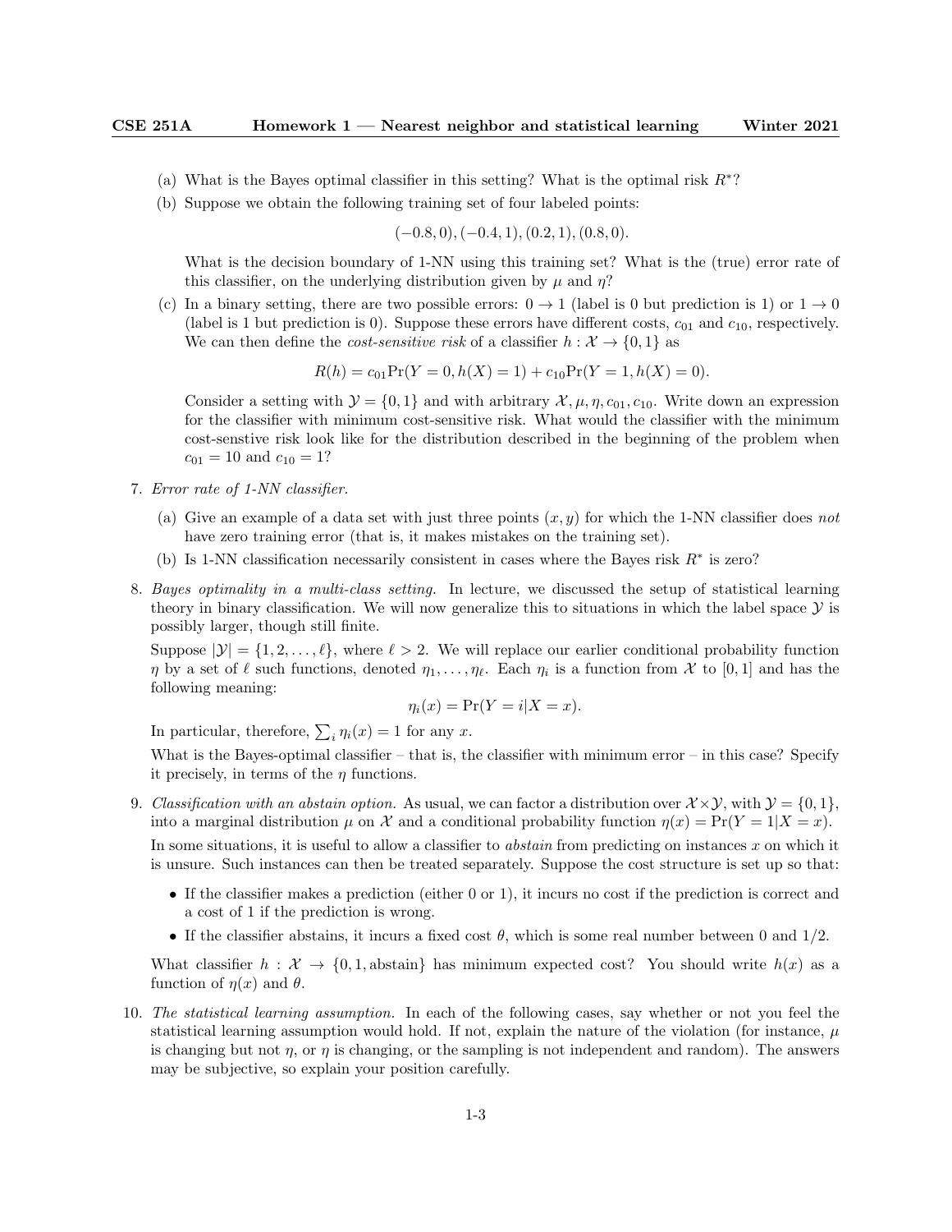(a) What is the Bayes optimal classifier in this setting? What is the optimal risk $R^*$?

(b) Suppose we obtain the following training set of four labeled points:

$$(-0.8, 0), (-0.4, 1), (0.2, 1), (0.8, 0).$$

What is the decision boundary of 1-NN using this training set? What is the (true) error rate of this classifier, on the underlying distribution given by $\mu$ and $\eta$?

(c) In a binary setting, there are two possible errors: $0 \to 1$ (label is 0 but prediction is 1) or $1 \to 0$ (label is 1 but prediction is 0). Suppose these errors have different costs, $c_{01}$ and $c_{10}$, respectively. We can then define the *cost-sensitive risk* of a classifier $h : \mathcal{X} \to \{0, 1\}$ as

$$R(h) = c_{01}\Pr(Y = 0, h(X) = 1) + c_{10}\Pr(Y = 1, h(X) = 0).$$

Consider a setting with $\mathcal{Y} = \{0, 1\}$ and with arbitrary $\mathcal{X}, \mu, \eta, c_{01}, c_{10}$. Write down an expression for the classifier with minimum cost-sensitive risk. What would the classifier with the minimum cost-senstive risk look like for the distribution described in the beginning of the problem when $c_{01} = 10$ and $c_{10} = 1$?

7. *Error rate of 1-NN classifier.*

(a) Give an example of a data set with just three points $(x, y)$ for which the 1-NN classifier does *not* have zero training error (that is, it makes mistakes on the training set).

(b) Is 1-NN classification necessarily consistent in cases where the Bayes risk $R^*$ is zero?

8. *Bayes optimality in a multi-class setting.* In lecture, we discussed the setup of statistical learning theory in binary classification. We will now generalize this to situations in which the label space $\mathcal{Y}$ is possibly larger, though still finite.

Suppose $|\mathcal{Y}| = \{1, 2, \ldots, \ell\}$, where $\ell > 2$. We will replace our earlier conditional probability function $\eta$ by a set of $\ell$ such functions, denoted $\eta_1, \ldots, \eta_\ell$. Each $\eta_i$ is a function from $\mathcal{X}$ to $[0, 1]$ and has the following meaning:

$$\eta_i(x) = \Pr(Y = i | X = x).$$

In particular, therefore, $\sum_i \eta_i(x) = 1$ for any $x$.

What is the Bayes-optimal classifier – that is, the classifier with minimum error – in this case? Specify it precisely, in terms of the $\eta$ functions.

9. *Classification with an abstain option.* As usual, we can factor a distribution over $\mathcal{X} \times \mathcal{Y}$, with $\mathcal{Y} = \{0, 1\}$, into a marginal distribution $\mu$ on $\mathcal{X}$ and a conditional probability function $\eta(x) = \Pr(Y = 1|X = x)$.

In some situations, it is useful to allow a classifier to *abstain* from predicting on instances $x$ on which it is unsure. Such instances can then be treated separately. Suppose the cost structure is set up so that:

- If the classifier makes a prediction (either 0 or 1), it incurs no cost if the prediction is correct and a cost of 1 if the prediction is wrong.
- If the classifier abstains, it incurs a fixed cost $\theta$, which is some real number between 0 and $1/2$.

What classifier $h : \mathcal{X} \to \{0, 1, \text{abstain}\}$ has minimum expected cost? You should write $h(x)$ as a function of $\eta(x)$ and $\theta$.

10. *The statistical learning assumption.* In each of the following cases, say whether or not you feel the statistical learning assumption would hold. If not, explain the nature of the violation (for instance, $\mu$ is changing but not $\eta$, or $\eta$ is changing, or the sampling is not independent and random). The answers may be subjective, so explain your position carefully.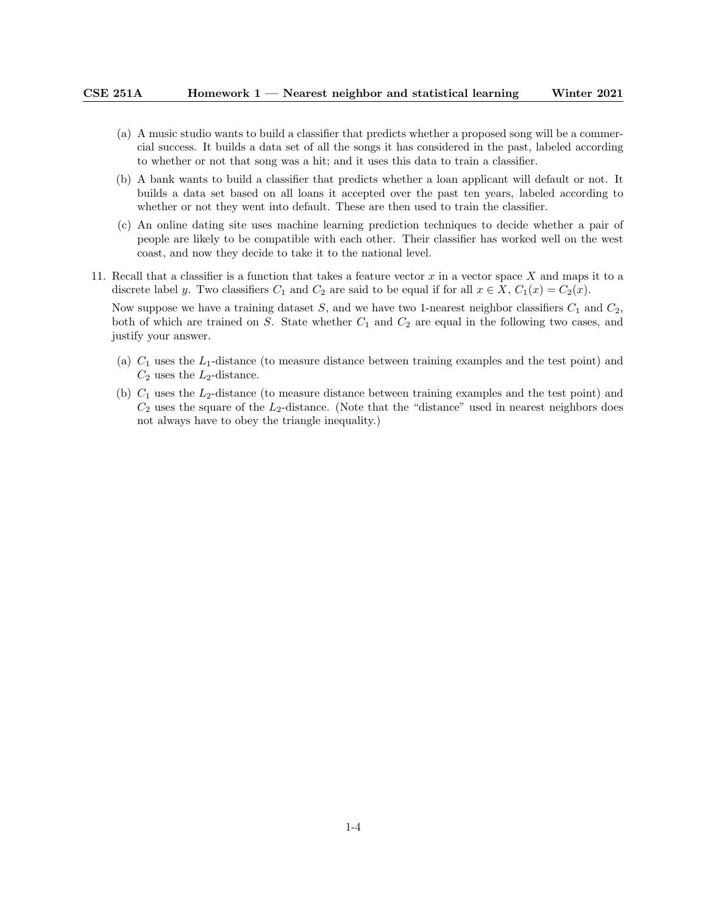(a) A music studio wants to build a classifier that predicts whether a proposed song will be a commercial success. It builds a data set of all the songs it has considered in the past, labeled according to whether or not that song was a hit; and it uses this data to train a classifier.

(b) A bank wants to build a classifier that predicts whether a loan applicant will default or not. It builds a data set based on all loans it accepted over the past ten years, labeled according to whether or not they went into default. These are then used to train the classifier.

(c) An online dating site uses machine learning prediction techniques to decide whether a pair of people are likely to be compatible with each other. Their classifier has worked well on the west coast, and now they decide to take it to the national level.

11. Recall that a classifier is a function that takes a feature vector $x$ in a vector space $X$ and maps it to a discrete label $y$. Two classifiers $C_1$ and $C_2$ are said to be equal if for all $x \in X$, $C_1(x) = C_2(x)$.

    Now suppose we have a training dataset $S$, and we have two 1-nearest neighbor classifiers $C_1$ and $C_2$, both of which are trained on $S$. State whether $C_1$ and $C_2$ are equal in the following two cases, and justify your answer.

    (a) $C_1$ uses the $L_1$-distance (to measure distance between training examples and the test point) and $C_2$ uses the $L_2$-distance.

    (b) $C_1$ uses the $L_2$-distance (to measure distance between training examples and the test point) and $C_2$ uses the square of the $L_2$-distance. (Note that the "distance" used in nearest neighbors does not always have to obey the triangle inequality.)